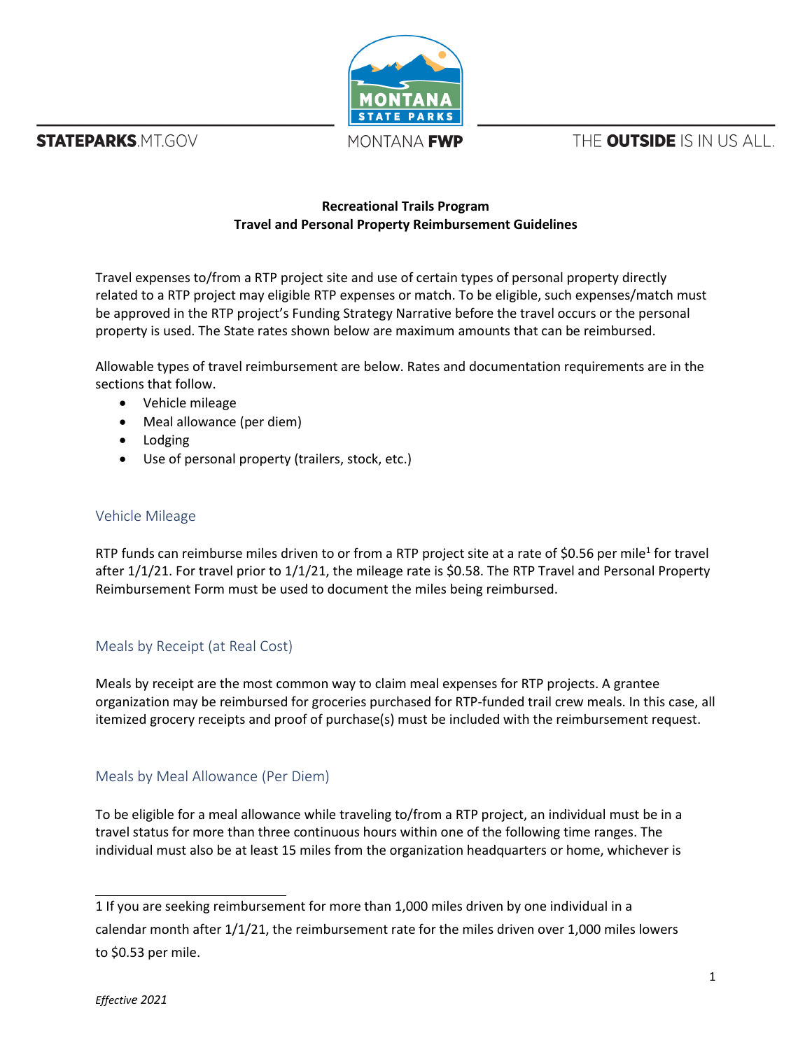**Recreational Trails Program**
**Travel and Personal Property Reimbursement Guidelines**

Travel expenses to/from a RTP project site and use of certain types of personal property directly related to a RTP project may eligible RTP expenses or match. To be eligible, such expenses/match must be approved in the RTP project's Funding Strategy Narrative before the travel occurs or the personal property is used. The State rates shown below are maximum amounts that can be reimbursed.

Allowable types of travel reimbursement are below. Rates and documentation requirements are in the sections that follow.

- Vehicle mileage
- Meal allowance (per diem)
- Lodging
- Use of personal property (trailers, stock, etc.)

## Vehicle Mileage

RTP funds can reimburse miles driven to or from a RTP project site at a rate of $0.56 per mile[1] for travel after 1/1/21. For travel prior to 1/1/21, the mileage rate is $0.58. The RTP Travel and Personal Property Reimbursement Form must be used to document the miles being reimbursed.

## Meals by Receipt (at Real Cost)

Meals by receipt are the most common way to claim meal expenses for RTP projects. A grantee organization may be reimbursed for groceries purchased for RTP-funded trail crew meals. In this case, all itemized grocery receipts and proof of purchase(s) must be included with the reimbursement request.

## Meals by Meal Allowance (Per Diem)

To be eligible for a meal allowance while traveling to/from a RTP project, an individual must be in a travel status for more than three continuous hours within one of the following time ranges. The individual must also be at least 15 miles from the organization headquarters or home, whichever is

1 If you are seeking reimbursement for more than 1,000 miles driven by one individual in a calendar month after 1/1/21, the reimbursement rate for the miles driven over 1,000 miles lowers to $0.53 per mile.

*Effective 2021*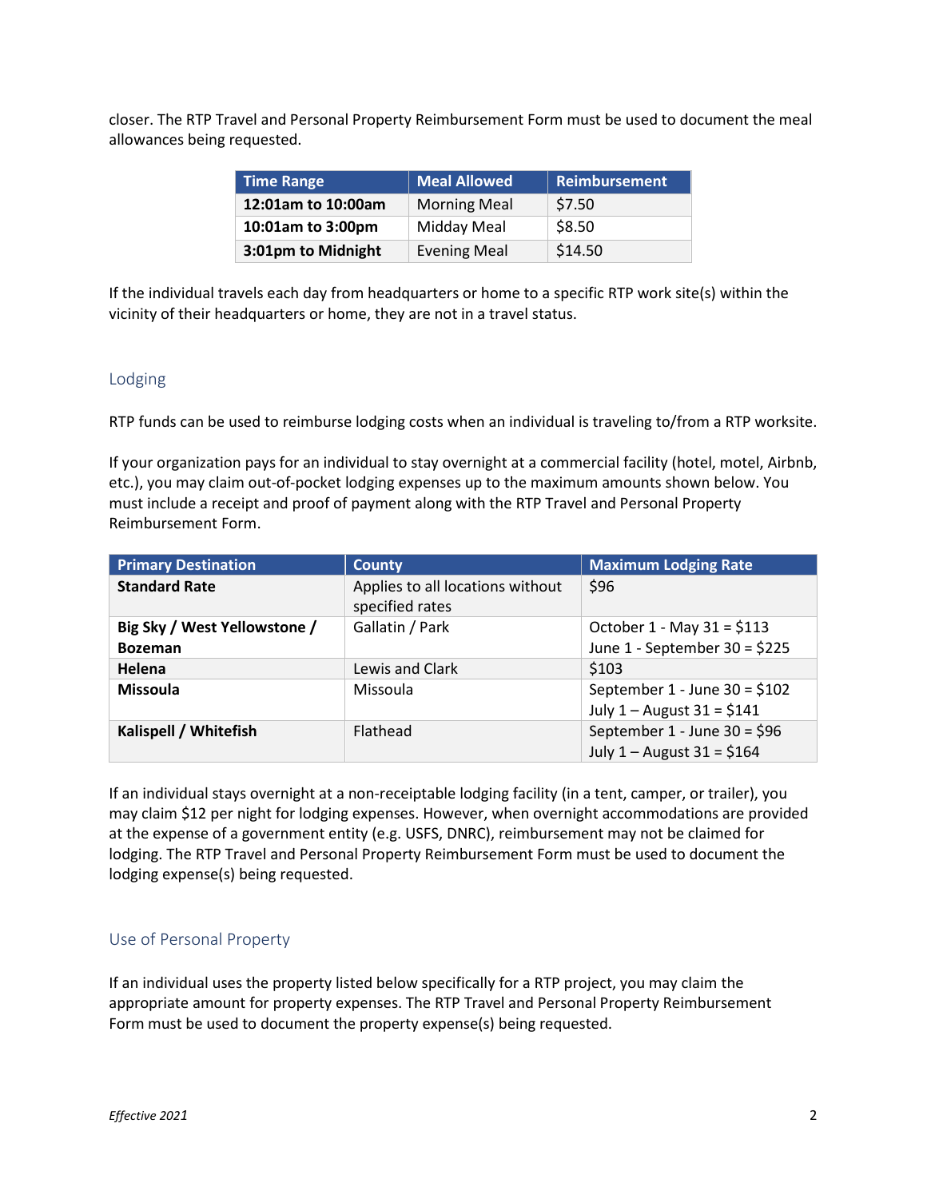closer. The RTP Travel and Personal Property Reimbursement Form must be used to document the meal allowances being requested.

| Time Range | Meal Allowed | Reimbursement |
| --- | --- | --- |
| **12:01am to 10:00am** | Morning Meal | $7.50 |
| **10:01am to 3:00pm** | Midday Meal | $8.50 |
| **3:01pm to Midnight** | Evening Meal | $14.50 |

If the individual travels each day from headquarters or home to a specific RTP work site(s) within the vicinity of their headquarters or home, they are not in a travel status.

## Lodging

RTP funds can be used to reimburse lodging costs when an individual is traveling to/from a RTP worksite.

If your organization pays for an individual to stay overnight at a commercial facility (hotel, motel, Airbnb, etc.), you may claim out-of-pocket lodging expenses up to the maximum amounts shown below. You must include a receipt and proof of payment along with the RTP Travel and Personal Property Reimbursement Form.

| Primary Destination | County | Maximum Lodging Rate |
| --- | --- | --- |
| **Standard Rate** | Applies to all locations without specified rates | $96 |
| **Big Sky / West Yellowstone / Bozeman** | Gallatin / Park | October 1 - May 31 = $113<br>June 1 - September 30 = $225 |
| **Helena** | Lewis and Clark | $103 |
| **Missoula** | Missoula | September 1 - June 30 = $102<br>July 1 – August 31 = $141 |
| **Kalispell / Whitefish** | Flathead | September 1 - June 30 = $96<br>July 1 – August 31 = $164 |

If an individual stays overnight at a non-receiptable lodging facility (in a tent, camper, or trailer), you may claim $12 per night for lodging expenses. However, when overnight accommodations are provided at the expense of a government entity (e.g. USFS, DNRC), reimbursement may not be claimed for lodging. The RTP Travel and Personal Property Reimbursement Form must be used to document the lodging expense(s) being requested.

## Use of Personal Property

If an individual uses the property listed below specifically for a RTP project, you may claim the appropriate amount for property expenses. The RTP Travel and Personal Property Reimbursement Form must be used to document the property expense(s) being requested.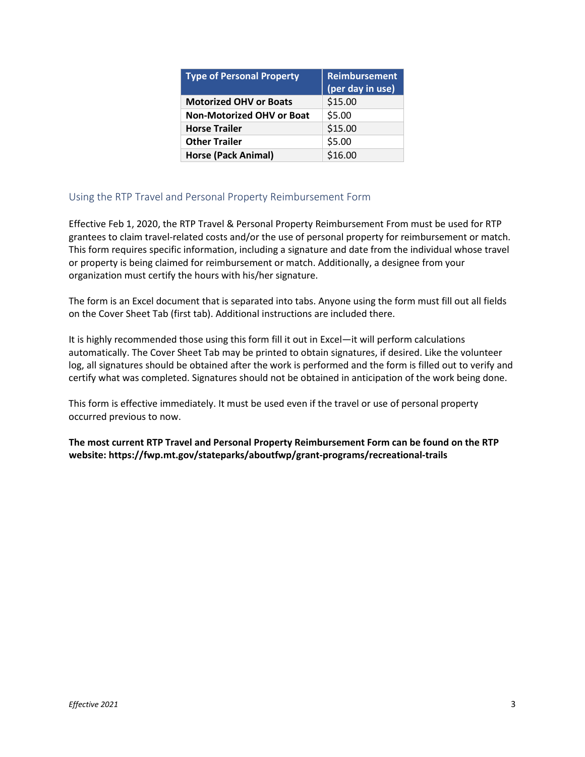| Type of Personal Property | Reimbursement (per day in use) |
|---|---|
| **Motorized OHV or Boats** | $15.00 |
| **Non-Motorized OHV or Boat** | $5.00 |
| **Horse Trailer** | $15.00 |
| **Other Trailer** | $5.00 |
| **Horse (Pack Animal)** | $16.00 |

## Using the RTP Travel and Personal Property Reimbursement Form

Effective Feb 1, 2020, the RTP Travel & Personal Property Reimbursement From must be used for RTP grantees to claim travel-related costs and/or the use of personal property for reimbursement or match. This form requires specific information, including a signature and date from the individual whose travel or property is being claimed for reimbursement or match. Additionally, a designee from your organization must certify the hours with his/her signature.

The form is an Excel document that is separated into tabs. Anyone using the form must fill out all fields on the Cover Sheet Tab (first tab). Additional instructions are included there.

It is highly recommended those using this form fill it out in Excel—it will perform calculations automatically. The Cover Sheet Tab may be printed to obtain signatures, if desired. Like the volunteer log, all signatures should be obtained after the work is performed and the form is filled out to verify and certify what was completed. Signatures should not be obtained in anticipation of the work being done.

This form is effective immediately. It must be used even if the travel or use of personal property occurred previous to now.

**The most current RTP Travel and Personal Property Reimbursement Form can be found on the RTP website: https://fwp.mt.gov/stateparks/aboutfwp/grant-programs/recreational-trails**